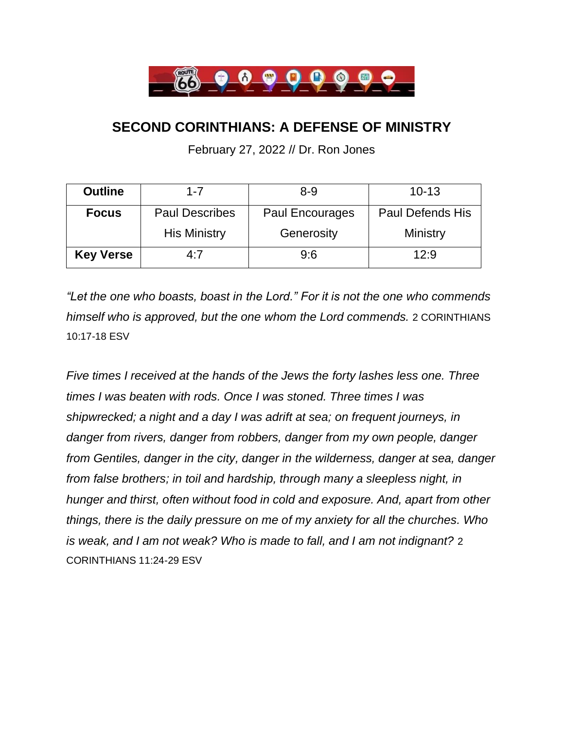# SECOND CORINTHIANS: A DEFENSE OF MINISTRY

February 27, 2022 // Dr. Ron Jones

| **Outline** | 1-7 | 8-9 | 10-13 |
|---|---|---|---|
| **Focus** | Paul Describes His Ministry | Paul Encourages Generosity | Paul Defends His Ministry |
| **Key Verse** | 4:7 | 9:6 | 12:9 |

*"Let the one who boasts, boast in the Lord." For it is not the one who commends himself who is approved, but the one whom the Lord commends.* 2 CORINTHIANS 10:17-18 ESV

*Five times I received at the hands of the Jews the forty lashes less one. Three times I was beaten with rods. Once I was stoned. Three times I was shipwrecked; a night and a day I was adrift at sea; on frequent journeys, in danger from rivers, danger from robbers, danger from my own people, danger from Gentiles, danger in the city, danger in the wilderness, danger at sea, danger from false brothers; in toil and hardship, through many a sleepless night, in hunger and thirst, often without food in cold and exposure. And, apart from other things, there is the daily pressure on me of my anxiety for all the churches. Who is weak, and I am not weak? Who is made to fall, and I am not indignant?* 2 CORINTHIANS 11:24-29 ESV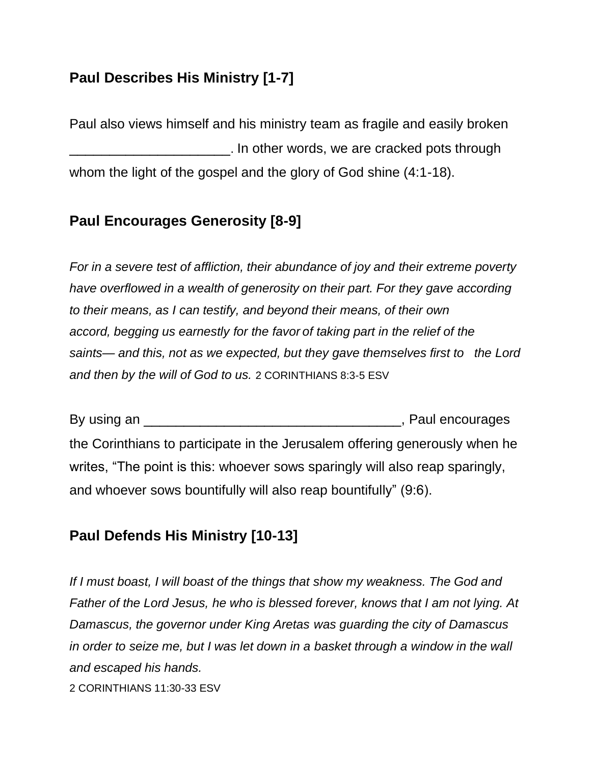## Paul Describes His Ministry [1-7]

Paul also views himself and his ministry team as fragile and easily broken _____________________. In other words, we are cracked pots through whom the light of the gospel and the glory of God shine (4:1-18).

## Paul Encourages Generosity [8-9]

*For in a severe test of affliction, their abundance of joy and their extreme poverty have overflowed in a wealth of generosity on their part. For they gave according to their means, as I can testify, and beyond their means, of their own accord, begging us earnestly for the favor of taking part in the relief of the saints— and this, not as we expected, but they gave themselves first to the Lord and then by the will of God to us.* 2 CORINTHIANS 8:3-5 ESV

By using an __________________________________, Paul encourages the Corinthians to participate in the Jerusalem offering generously when he writes, "The point is this: whoever sows sparingly will also reap sparingly, and whoever sows bountifully will also reap bountifully" (9:6).

## Paul Defends His Ministry [10-13]

*If I must boast, I will boast of the things that show my weakness. The God and Father of the Lord Jesus, he who is blessed forever, knows that I am not lying. At Damascus, the governor under King Aretas was guarding the city of Damascus in order to seize me, but I was let down in a basket through a window in the wall and escaped his hands.*

2 CORINTHIANS 11:30-33 ESV